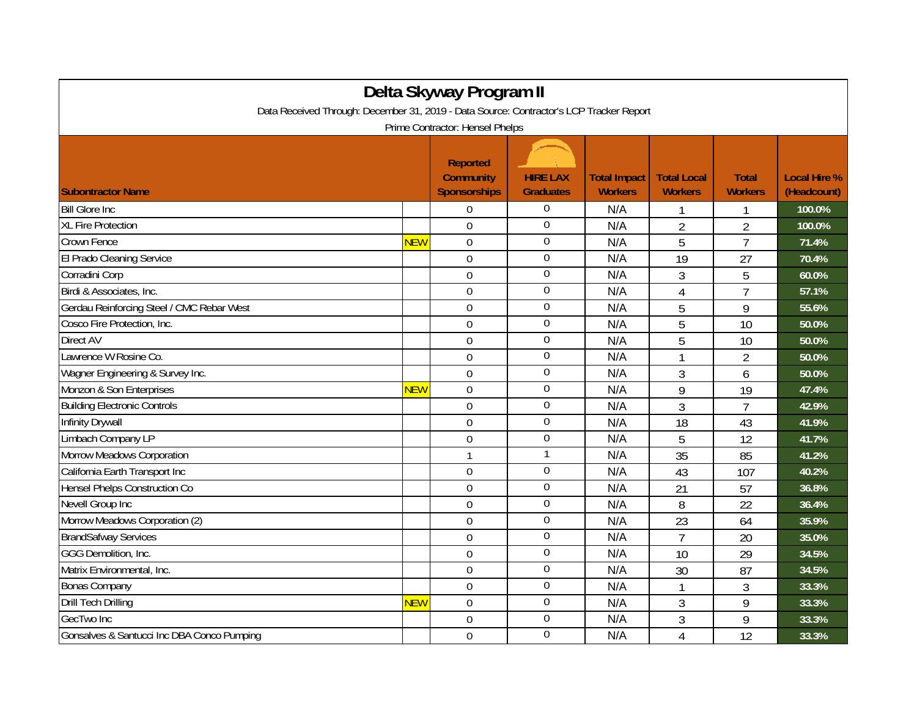# Delta Skyway Program II

Data Received Through: December 31, 2019 - Data Source: Contractor's LCP Tracker Report

Prime Contractor: Hensel Phelps

| Subontractor Name | | Reported Community Sponsorships | HIRE LAX Graduates | Total Impact Workers | Total Local Workers | Total Workers | Local Hire % (Headcount) |
|---|---|---|---|---|---|---|---|
| Bill Glore Inc | | 0 | 0 | N/A | 1 | 1 | 100.0% |
| XL Fire Protection | | 0 | 0 | N/A | 2 | 2 | 100.0% |
| Crown Fence | NEW | 0 | 0 | N/A | 5 | 7 | 71.4% |
| El Prado Cleaning Service | | 0 | 0 | N/A | 19 | 27 | 70.4% |
| Corradini Corp | | 0 | 0 | N/A | 3 | 5 | 60.0% |
| Birdi & Associates, Inc. | | 0 | 0 | N/A | 4 | 7 | 57.1% |
| Gerdau Reinforcing Steel / CMC Rebar West | | 0 | 0 | N/A | 5 | 9 | 55.6% |
| Cosco Fire Protection, Inc. | | 0 | 0 | N/A | 5 | 10 | 50.0% |
| Direct AV | | 0 | 0 | N/A | 5 | 10 | 50.0% |
| Lawrence W Rosine Co. | | 0 | 0 | N/A | 1 | 2 | 50.0% |
| Wagner Engineering & Survey Inc. | | 0 | 0 | N/A | 3 | 6 | 50.0% |
| Monzon & Son Enterprises | NEW | 0 | 0 | N/A | 9 | 19 | 47.4% |
| Building Electronic Controls | | 0 | 0 | N/A | 3 | 7 | 42.9% |
| Infinity Drywall | | 0 | 0 | N/A | 18 | 43 | 41.9% |
| Limbach Company LP | | 0 | 0 | N/A | 5 | 12 | 41.7% |
| Morrow Meadows Corporation | | 1 | 1 | N/A | 35 | 85 | 41.2% |
| California Earth Transport Inc | | 0 | 0 | N/A | 43 | 107 | 40.2% |
| Hensel Phelps Construction Co | | 0 | 0 | N/A | 21 | 57 | 36.8% |
| Nevell Group Inc | | 0 | 0 | N/A | 8 | 22 | 36.4% |
| Morrow Meadows Corporation (2) | | 0 | 0 | N/A | 23 | 64 | 35.9% |
| BrandSafway Services | | 0 | 0 | N/A | 7 | 20 | 35.0% |
| GGG Demolition, Inc. | | 0 | 0 | N/A | 10 | 29 | 34.5% |
| Matrix Environmental, Inc. | | 0 | 0 | N/A | 30 | 87 | 34.5% |
| Bonas Company | | 0 | 0 | N/A | 1 | 3 | 33.3% |
| Drill Tech Drilling | NEW | 0 | 0 | N/A | 3 | 9 | 33.3% |
| GecTwo Inc | | 0 | 0 | N/A | 3 | 9 | 33.3% |
| Gonsalves & Santucci Inc DBA Conco Pumping | | 0 | 0 | N/A | 4 | 12 | 33.3% |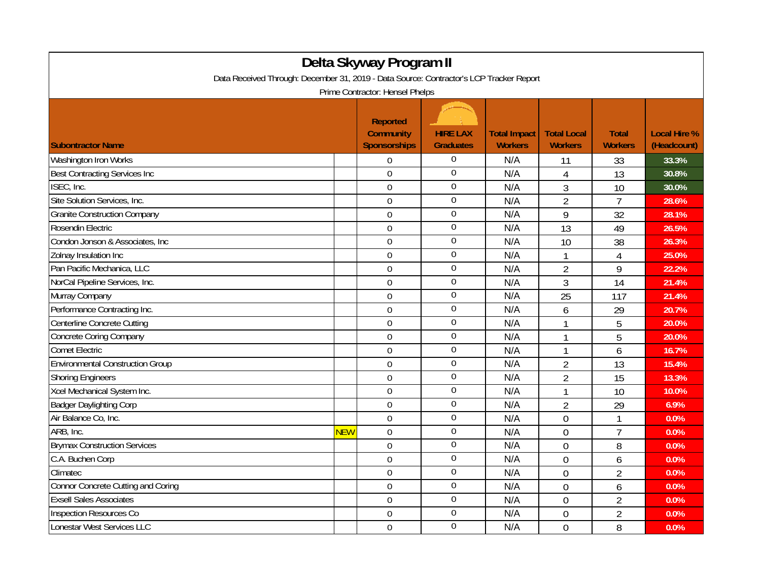# Delta Skyway Program II

Data Received Through: December 31, 2019 - Data Source: Contractor's LCP Tracker Report

Prime Contractor: Hensel Phelps

| Subontractor Name | | Reported Community Sponsorships | HIRE LAX Graduates | Total Impact Workers | Total Local Workers | Total Workers | Local Hire % (Headcount) |
|---|---|---|---|---|---|---|---|
| Washington Iron Works | | 0 | 0 | N/A | 11 | 33 | 33.3% |
| Best Contracting Services Inc | | 0 | 0 | N/A | 4 | 13 | 30.8% |
| ISEC, Inc. | | 0 | 0 | N/A | 3 | 10 | 30.0% |
| Site Solution Services, Inc. | | 0 | 0 | N/A | 2 | 7 | 28.6% |
| Granite Construction Company | | 0 | 0 | N/A | 9 | 32 | 28.1% |
| Rosendin Electric | | 0 | 0 | N/A | 13 | 49 | 26.5% |
| Condon Jonson & Associates, Inc | | 0 | 0 | N/A | 10 | 38 | 26.3% |
| Zolnay Insulation Inc | | 0 | 0 | N/A | 1 | 4 | 25.0% |
| Pan Pacific Mechanica, LLC | | 0 | 0 | N/A | 2 | 9 | 22.2% |
| NorCal Pipeline Services, Inc. | | 0 | 0 | N/A | 3 | 14 | 21.4% |
| Murray Company | | 0 | 0 | N/A | 25 | 117 | 21.4% |
| Performance Contracting Inc. | | 0 | 0 | N/A | 6 | 29 | 20.7% |
| Centerline Concrete Cutting | | 0 | 0 | N/A | 1 | 5 | 20.0% |
| Concrete Coring Company | | 0 | 0 | N/A | 1 | 5 | 20.0% |
| Comet Electric | | 0 | 0 | N/A | 1 | 6 | 16.7% |
| Environmental Construction Group | | 0 | 0 | N/A | 2 | 13 | 15.4% |
| Shoring Engineers | | 0 | 0 | N/A | 2 | 15 | 13.3% |
| Xcel Mechanical System Inc. | | 0 | 0 | N/A | 1 | 10 | 10.0% |
| Badger Daylighting Corp | | 0 | 0 | N/A | 2 | 29 | 6.9% |
| Air Balance Co, Inc. | | 0 | 0 | N/A | 0 | 1 | 0.0% |
| ARB, Inc. | NEW | 0 | 0 | N/A | 0 | 7 | 0.0% |
| Brymax Construction Services | | 0 | 0 | N/A | 0 | 8 | 0.0% |
| C.A. Buchen Corp | | 0 | 0 | N/A | 0 | 6 | 0.0% |
| Climatec | | 0 | 0 | N/A | 0 | 2 | 0.0% |
| Connor Concrete Cutting and Coring | | 0 | 0 | N/A | 0 | 6 | 0.0% |
| Exsell Sales Associates | | 0 | 0 | N/A | 0 | 2 | 0.0% |
| Inspection Resources Co | | 0 | 0 | N/A | 0 | 2 | 0.0% |
| Lonestar West Services LLC | | 0 | 0 | N/A | 0 | 8 | 0.0% |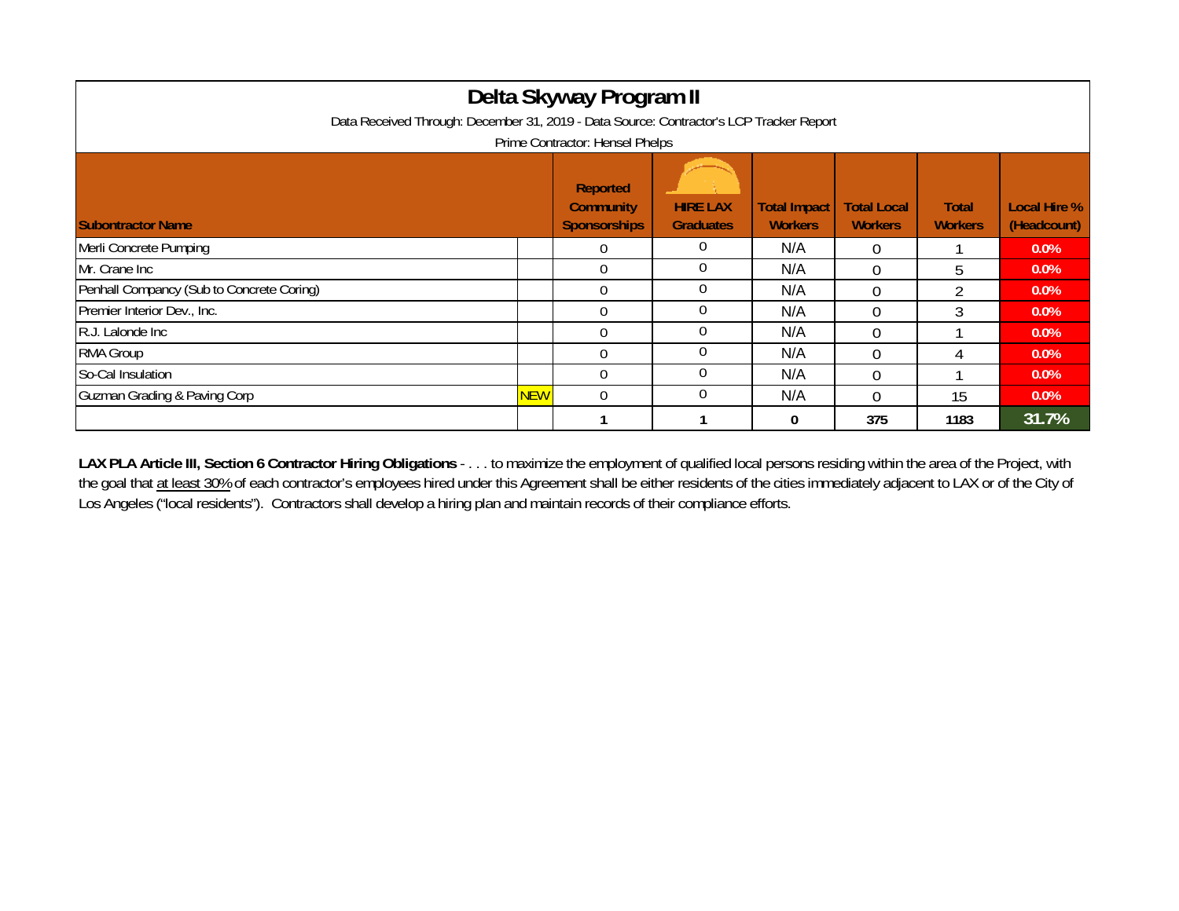# Delta Skyway Program II

Data Received Through: December 31, 2019 - Data Source: Contractor's LCP Tracker Report

Prime Contractor: Hensel Phelps

| Subontractor Name | | Reported Community Sponsorships | HIRE LAX Graduates | Total Impact Workers | Total Local Workers | Total Workers | Local Hire % (Headcount) |
|---|---|---|---|---|---|---|---|
| Merli Concrete Pumping | | 0 | 0 | N/A | 0 | 1 | 0.0% |
| Mr. Crane Inc | | 0 | 0 | N/A | 0 | 5 | 0.0% |
| Penhall Compancy (Sub to Concrete Coring) | | 0 | 0 | N/A | 0 | 2 | 0.0% |
| Premier Interior Dev., Inc. | | 0 | 0 | N/A | 0 | 3 | 0.0% |
| R.J. Lalonde Inc | | 0 | 0 | N/A | 0 | 1 | 0.0% |
| RMA Group | | 0 | 0 | N/A | 0 | 4 | 0.0% |
| So-Cal Insulation | | 0 | 0 | N/A | 0 | 1 | 0.0% |
| Guzman Grading & Paving Corp | NEW | 0 | 0 | N/A | 0 | 15 | 0.0% |
| | | 1 | 1 | 0 | 375 | 1183 | 31.7% |

**LAX PLA Article III, Section 6 Contractor Hiring Obligations** - . . . to maximize the employment of qualified local persons residing within the area of the Project, with the goal that at least 30% of each contractor's employees hired under this Agreement shall be either residents of the cities immediately adjacent to LAX or of the City of Los Angeles ("local residents"). Contractors shall develop a hiring plan and maintain records of their compliance efforts.